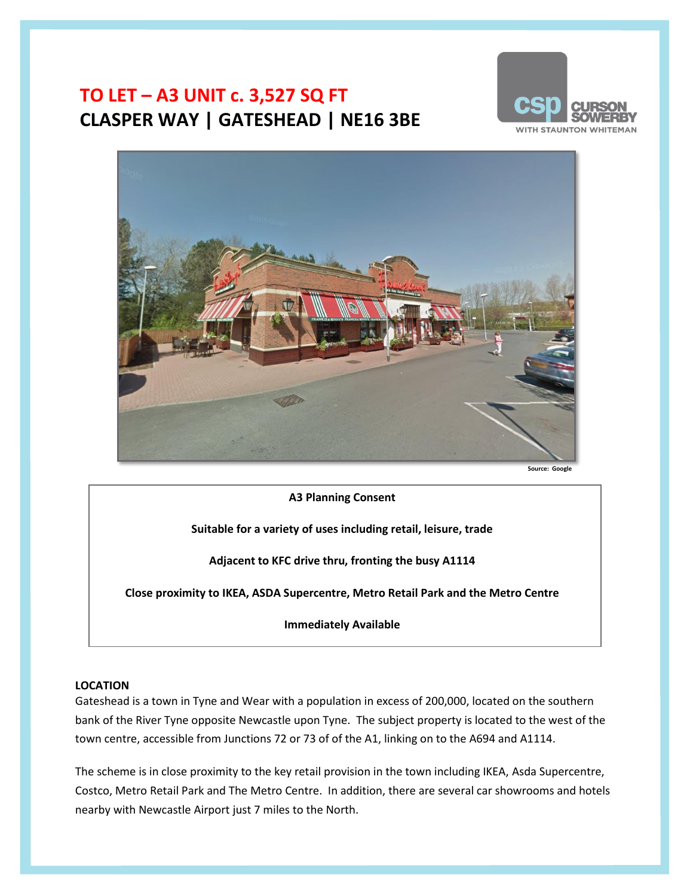# TO LET – A3 UNIT c. 3,527 SQ FT
## CLASPER WAY | GATESHEAD | NE16 3BE

Source: Google

**A3 Planning Consent**

**Suitable for a variety of uses including retail, leisure, trade**

**Adjacent to KFC drive thru, fronting the busy A1114**

**Close proximity to IKEA, ASDA Supercentre, Metro Retail Park and the Metro Centre**

**Immediately Available**

### LOCATION

Gateshead is a town in Tyne and Wear with a population in excess of 200,000, located on the southern bank of the River Tyne opposite Newcastle upon Tyne. The subject property is located to the west of the town centre, accessible from Junctions 72 or 73 of of the A1, linking on to the A694 and A1114.

The scheme is in close proximity to the key retail provision in the town including IKEA, Asda Supercentre, Costco, Metro Retail Park and The Metro Centre. In addition, there are several car showrooms and hotels nearby with Newcastle Airport just 7 miles to the North.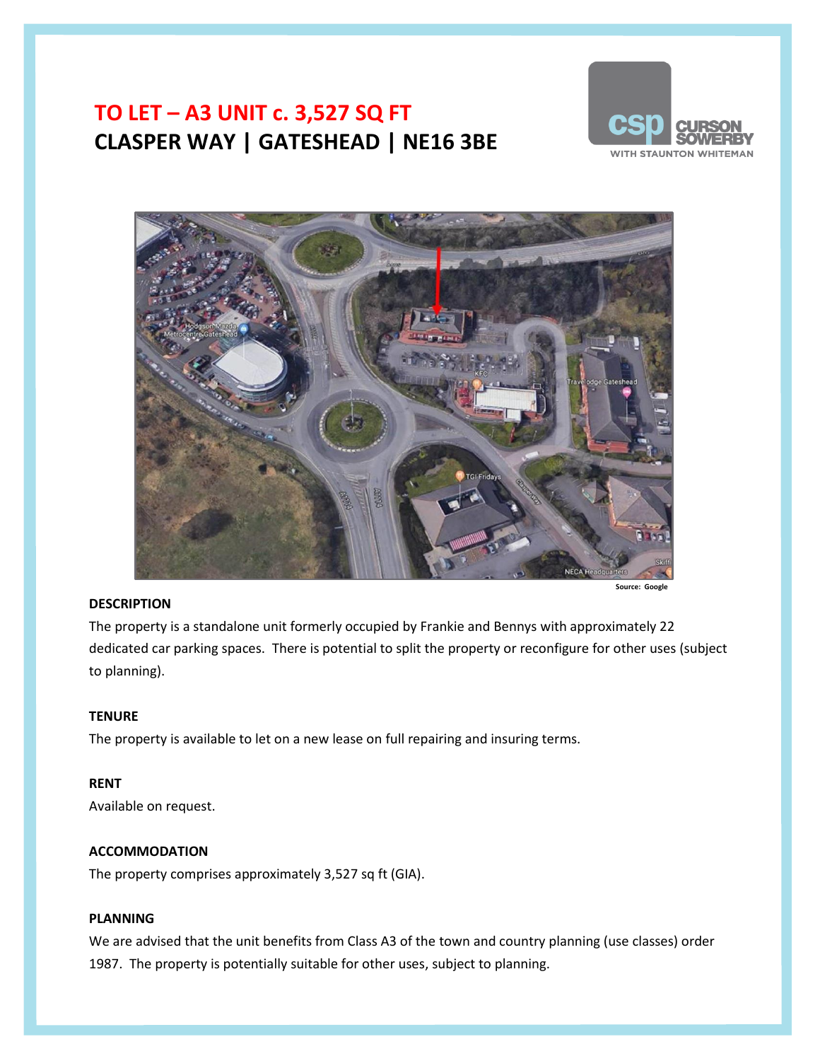# TO LET – A3 UNIT c. 3,527 SQ FT
## CLASPER WAY | GATESHEAD | NE16 3BE

Source: Google

### DESCRIPTION

The property is a standalone unit formerly occupied by Frankie and Bennys with approximately 22 dedicated car parking spaces. There is potential to split the property or reconfigure for other uses (subject to planning).

### TENURE

The property is available to let on a new lease on full repairing and insuring terms.

### RENT

Available on request.

### ACCOMMODATION

The property comprises approximately 3,527 sq ft (GIA).

### PLANNING

We are advised that the unit benefits from Class A3 of the town and country planning (use classes) order 1987. The property is potentially suitable for other uses, subject to planning.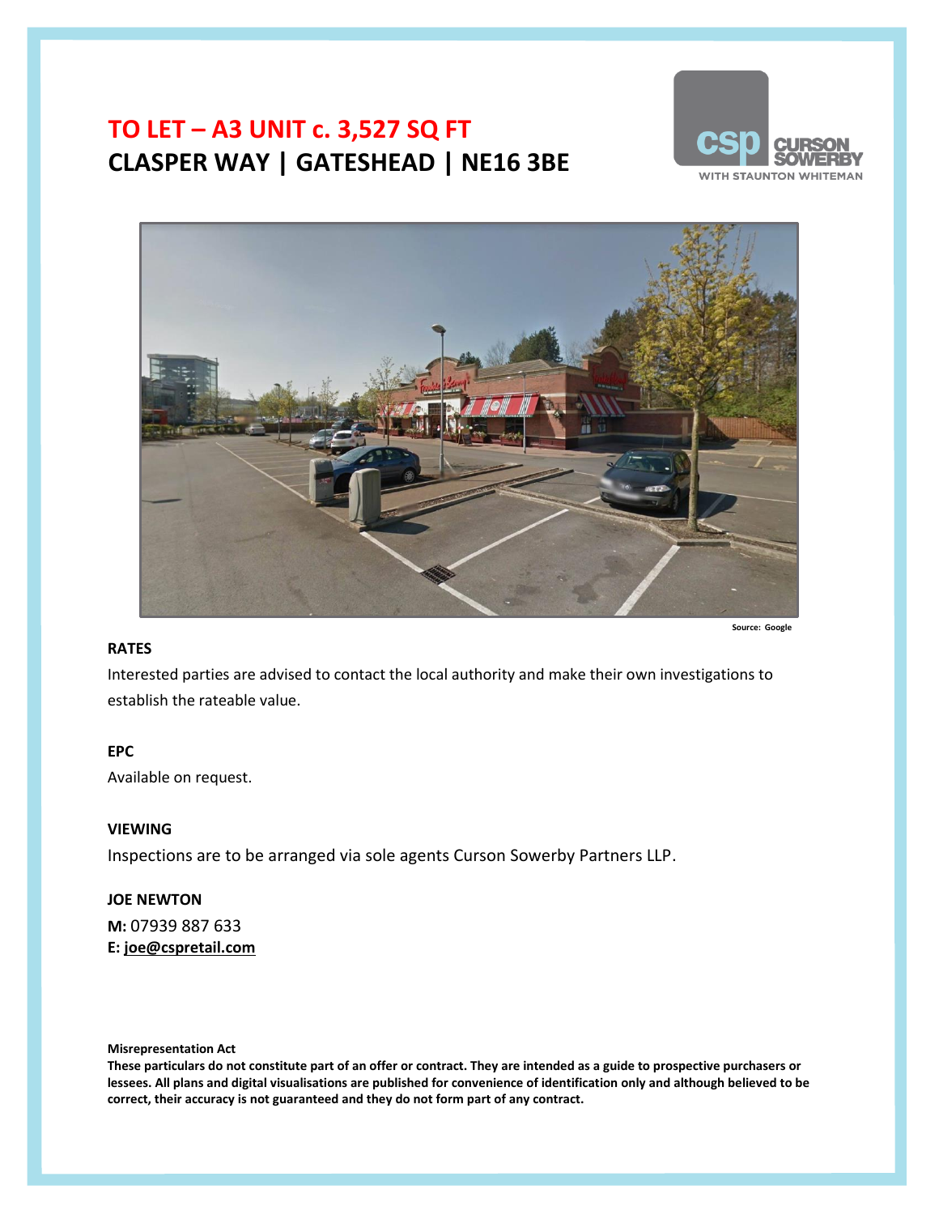# TO LET – A3 UNIT c. 3,527 SQ FT

## CLASPER WAY | GATESHEAD | NE16 3BE

Source: Google

**RATES**

Interested parties are advised to contact the local authority and make their own investigations to establish the rateable value.

**EPC**

Available on request.

**VIEWING**

Inspections are to be arranged via sole agents Curson Sowerby Partners LLP.

**JOE NEWTON**
**M:** 07939 887 633
**E:** joe@cspretail.com

**Misrepresentation Act**
**These particulars do not constitute part of an offer or contract. They are intended as a guide to prospective purchasers or lessees. All plans and digital visualisations are published for convenience of identification only and although believed to be correct, their accuracy is not guaranteed and they do not form part of any contract.**